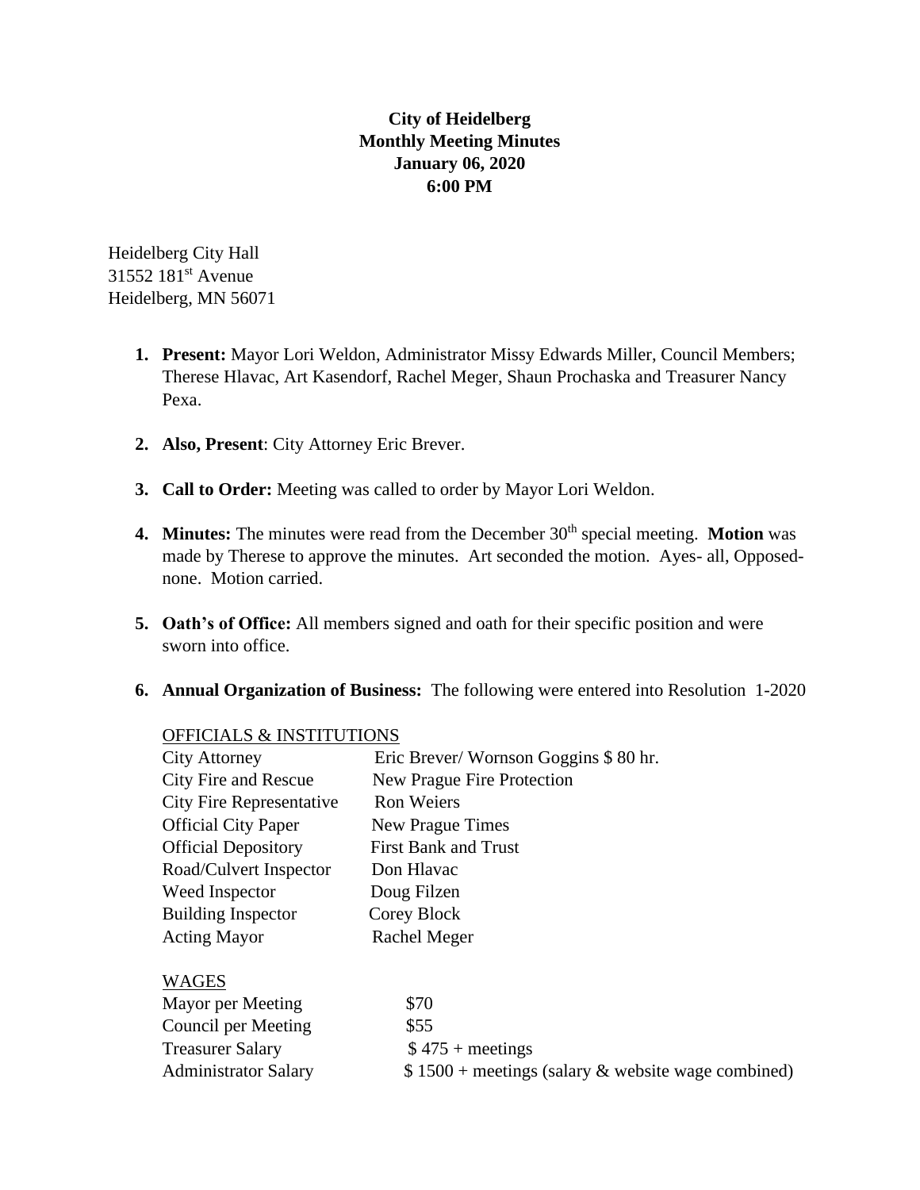**City of Heidelberg**
**Monthly Meeting Minutes**
**January 06, 2020**
**6:00 PM**

Heidelberg City Hall
31552 181st Avenue
Heidelberg, MN 56071

1. **Present:** Mayor Lori Weldon, Administrator Missy Edwards Miller, Council Members; Therese Hlavac, Art Kasendorf, Rachel Meger, Shaun Prochaska and Treasurer Nancy Pexa.

2. **Also, Present**: City Attorney Eric Brever.

3. **Call to Order:** Meeting was called to order by Mayor Lori Weldon.

4. **Minutes:** The minutes were read from the December 30th special meeting. **Motion** was made by Therese to approve the minutes. Art seconded the motion. Ayes- all, Opposed- none. Motion carried.

5. **Oath's of Office:** All members signed and oath for their specific position and were sworn into office.

6. **Annual Organization of Business:** The following were entered into Resolution 1-2020

   OFFICIALS & INSTITUTIONS

   | | |
   |---|---|
   | City Attorney | Eric Brever/ Wornson Goggins $ 80 hr. |
   | City Fire and Rescue | New Prague Fire Protection |
   | City Fire Representative | Ron Weiers |
   | Official City Paper | New Prague Times |
   | Official Depository | First Bank and Trust |
   | Road/Culvert Inspector | Don Hlavac |
   | Weed Inspector | Doug Filzen |
   | Building Inspector | Corey Block |
   | Acting Mayor | Rachel Meger |

   WAGES

   | | |
   |---|---|
   | Mayor per Meeting | $70 |
   | Council per Meeting | $55 |
   | Treasurer Salary | $ 475 + meetings |
   | Administrator Salary | $ 1500 + meetings (salary & website wage combined) |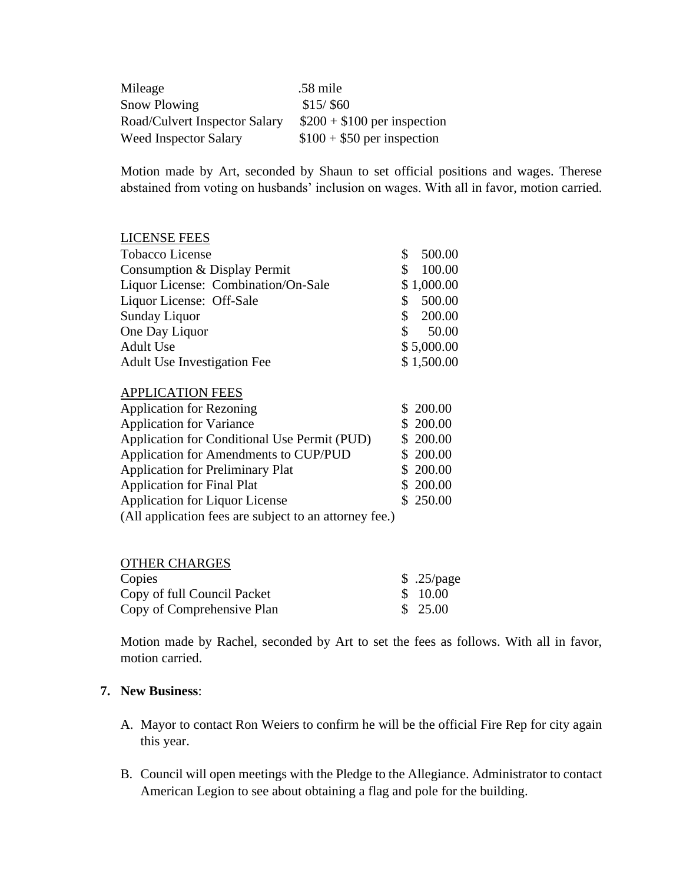| | |
|---|---|
| Mileage | .58 mile |
| Snow Plowing | $15/ $60 |
| Road/Culvert Inspector Salary | $200 + $100 per inspection |
| Weed Inspector Salary | $100 + $50 per inspection |

Motion made by Art, seconded by Shaun to set official positions and wages. Therese abstained from voting on husbands' inclusion on wages. With all in favor, motion carried.

| LICENSE FEES | |
|---|---|
| Tobacco License | $ 500.00 |
| Consumption & Display Permit | $ 100.00 |
| Liquor License: Combination/On-Sale | $ 1,000.00 |
| Liquor License: Off-Sale | $ 500.00 |
| Sunday Liquor | $ 200.00 |
| One Day Liquor | $ 50.00 |
| Adult Use | $ 5,000.00 |
| Adult Use Investigation Fee | $ 1,500.00 |

| APPLICATION FEES | |
|---|---|
| Application for Rezoning | $ 200.00 |
| Application for Variance | $ 200.00 |
| Application for Conditional Use Permit (PUD) | $ 200.00 |
| Application for Amendments to CUP/PUD | $ 200.00 |
| Application for Preliminary Plat | $ 200.00 |
| Application for Final Plat | $ 200.00 |
| Application for Liquor License | $ 250.00 |

(All application fees are subject to an attorney fee.)

| OTHER CHARGES | |
|---|---|
| Copies | $ .25/page |
| Copy of full Council Packet | $ 10.00 |
| Copy of Comprehensive Plan | $ 25.00 |

Motion made by Rachel, seconded by Art to set the fees as follows. With all in favor, motion carried.

**7. New Business**:

A. Mayor to contact Ron Weiers to confirm he will be the official Fire Rep for city again this year.

B. Council will open meetings with the Pledge to the Allegiance. Administrator to contact American Legion to see about obtaining a flag and pole for the building.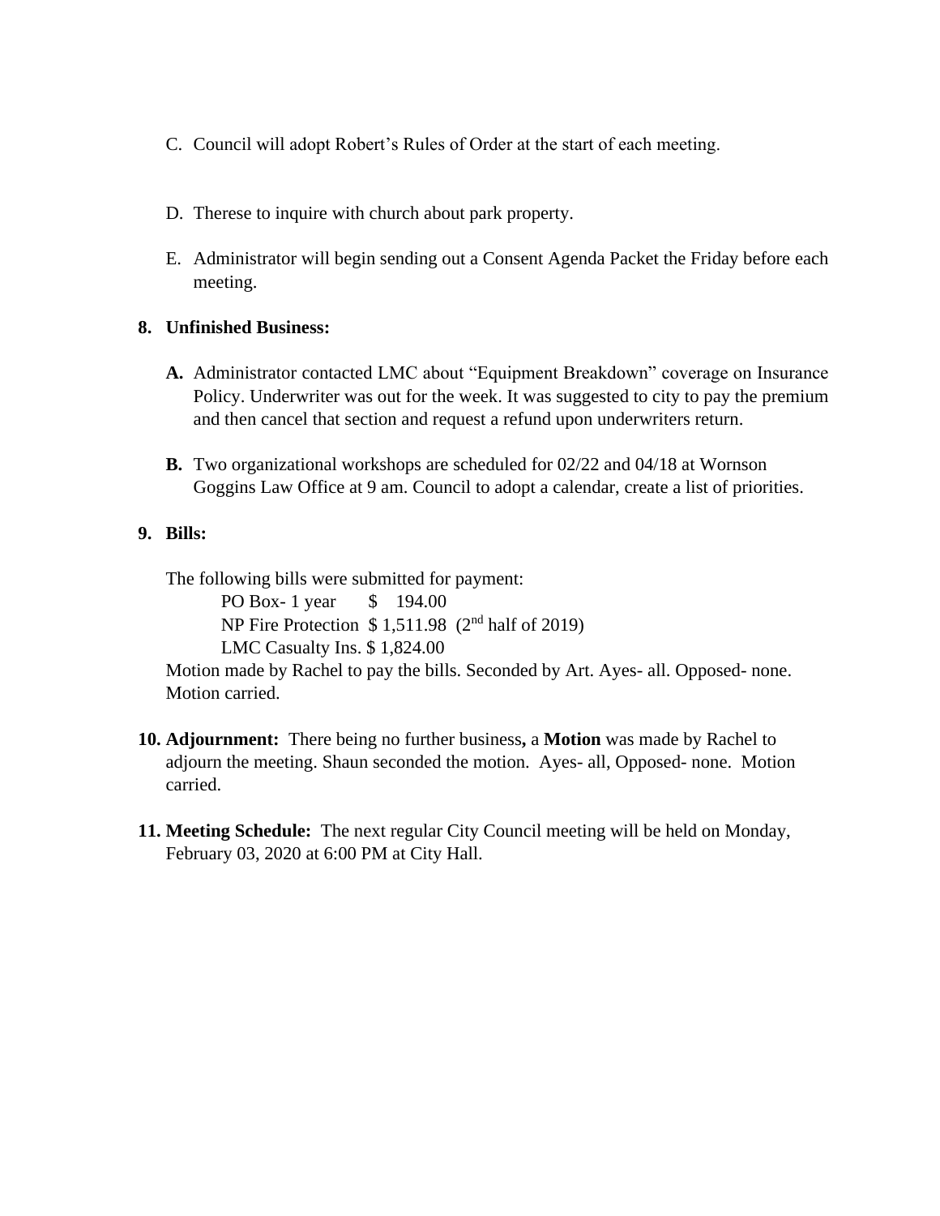C. Council will adopt Robert's Rules of Order at the start of each meeting.

D. Therese to inquire with church about park property.

E. Administrator will begin sending out a Consent Agenda Packet the Friday before each meeting.

**8. Unfinished Business:**

**A.** Administrator contacted LMC about "Equipment Breakdown" coverage on Insurance Policy. Underwriter was out for the week. It was suggested to city to pay the premium and then cancel that section and request a refund upon underwriters return.

**B.** Two organizational workshops are scheduled for 02/22 and 04/18 at Wornson Goggins Law Office at 9 am. Council to adopt a calendar, create a list of priorities.

**9. Bills:**

The following bills were submitted for payment:

PO Box- 1 year $ 194.00
NP Fire Protection $ 1,511.98 (2nd half of 2019)
LMC Casualty Ins. $ 1,824.00

Motion made by Rachel to pay the bills. Seconded by Art. Ayes- all. Opposed- none. Motion carried.

**10. Adjournment:** There being no further business**,** a **Motion** was made by Rachel to adjourn the meeting. Shaun seconded the motion. Ayes- all, Opposed- none. Motion carried.

**11. Meeting Schedule:** The next regular City Council meeting will be held on Monday, February 03, 2020 at 6:00 PM at City Hall.